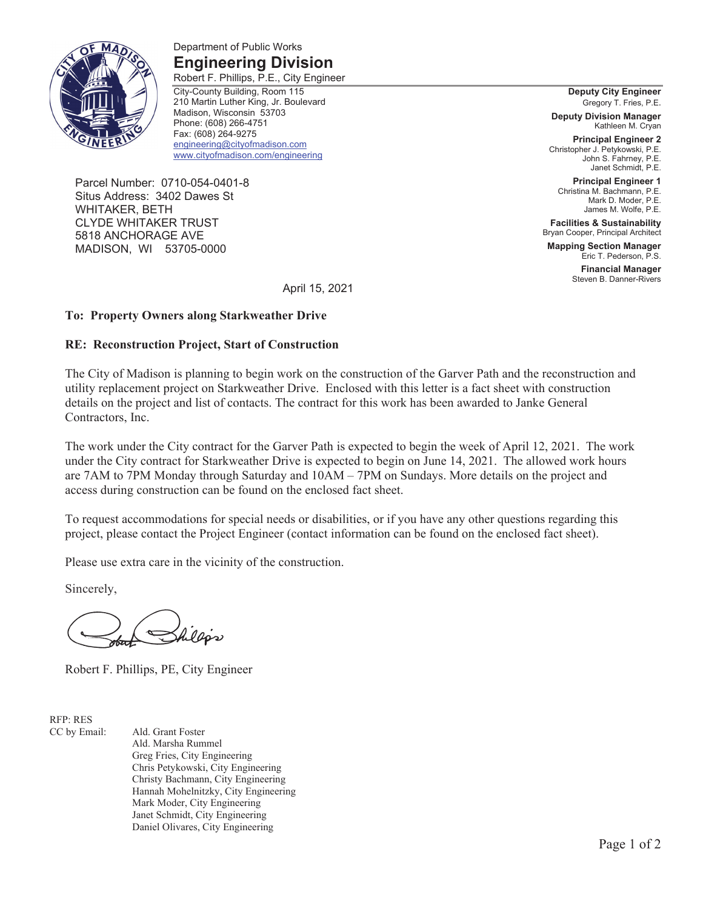Department of Public Works

# Engineering Division

Robert F. Phillips, P.E., City Engineer

City-County Building, Room 115
210 Martin Luther King, Jr. Boulevard
Madison, Wisconsin 53703
Phone: (608) 266-4751
Fax: (608) 264-9275
engineering@cityofmadison.com
www.cityofmadison.com/engineering

**Deputy City Engineer**
Gregory T. Fries, P.E.

**Deputy Division Manager**
Kathleen M. Cryan

**Principal Engineer 2**
Christopher J. Petykowski, P.E.
John S. Fahrney, P.E.
Janet Schmidt, P.E.

**Principal Engineer 1**
Christina M. Bachmann, P.E.
Mark D. Moder, P.E.
James M. Wolfe, P.E.

**Facilities & Sustainability**
Bryan Cooper, Principal Architect

**Mapping Section Manager**
Eric T. Pederson, P.S.

**Financial Manager**
Steven B. Danner-Rivers

Parcel Number: 0710-054-0401-8
Situs Address: 3402 Dawes St
WHITAKER, BETH
CLYDE WHITAKER TRUST
5818 ANCHORAGE AVE
MADISON, WI 53705-0000

April 15, 2021

**To: Property Owners along Starkweather Drive**

**RE: Reconstruction Project, Start of Construction**

The City of Madison is planning to begin work on the construction of the Garver Path and the reconstruction and utility replacement project on Starkweather Drive. Enclosed with this letter is a fact sheet with construction details on the project and list of contacts. The contract for this work has been awarded to Janke General Contractors, Inc.

The work under the City contract for the Garver Path is expected to begin the week of April 12, 2021. The work under the City contract for Starkweather Drive is expected to begin on June 14, 2021. The allowed work hours are 7AM to 7PM Monday through Saturday and 10AM – 7PM on Sundays. More details on the project and access during construction can be found on the enclosed fact sheet.

To request accommodations for special needs or disabilities, or if you have any other questions regarding this project, please contact the Project Engineer (contact information can be found on the enclosed fact sheet).

Please use extra care in the vicinity of the construction.

Sincerely,

Robert F. Phillips, PE, City Engineer

RFP: RES
CC by Email:
Ald. Grant Foster
Ald. Marsha Rummel
Greg Fries, City Engineering
Chris Petykowski, City Engineering
Christy Bachmann, City Engineering
Hannah Mohelnitzky, City Engineering
Mark Moder, City Engineering
Janet Schmidt, City Engineering
Daniel Olivares, City Engineering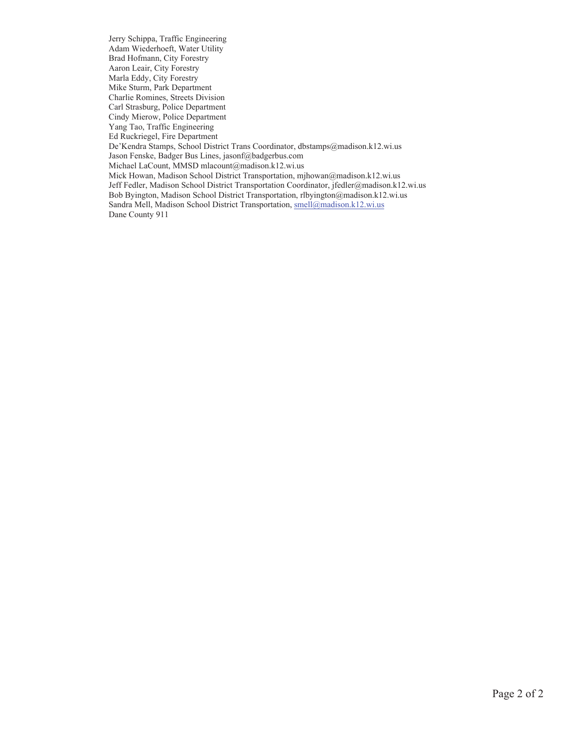Jerry Schippa, Traffic Engineering
Adam Wiederhoeft, Water Utility
Brad Hofmann, City Forestry
Aaron Leair, City Forestry
Marla Eddy, City Forestry
Mike Sturm, Park Department
Charlie Romines, Streets Division
Carl Strasburg, Police Department
Cindy Mierow, Police Department
Yang Tao, Traffic Engineering
Ed Ruckriegel, Fire Department
De'Kendra Stamps, School District Trans Coordinator, dbstamps@madison.k12.wi.us
Jason Fenske, Badger Bus Lines, jasonf@badgerbus.com
Michael LaCount, MMSD mlacount@madison.k12.wi.us
Mick Howan, Madison School District Transportation, mjhowan@madison.k12.wi.us
Jeff Fedler, Madison School District Transportation Coordinator, jfedler@madison.k12.wi.us
Bob Byington, Madison School District Transportation, rlbyington@madison.k12.wi.us
Sandra Mell, Madison School District Transportation, smell@madison.k12.wi.us
Dane County 911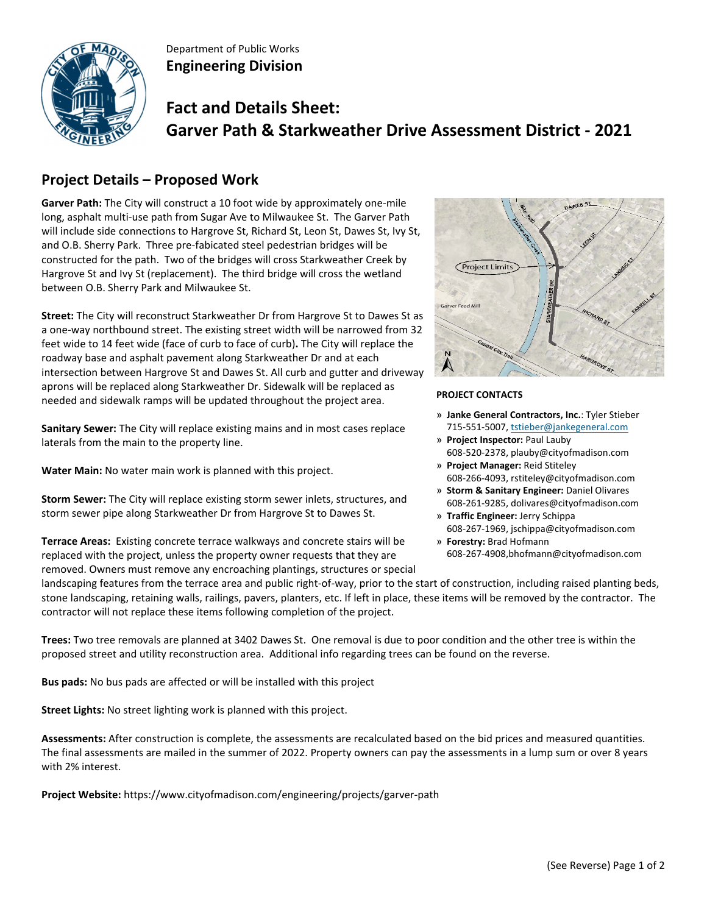Department of Public Works
**Engineering Division**

# Fact and Details Sheet: Garver Path & Starkweather Drive Assessment District - 2021

## Project Details – Proposed Work

**Garver Path:** The City will construct a 10 foot wide by approximately one-mile long, asphalt multi-use path from Sugar Ave to Milwaukee St. The Garver Path will include side connections to Hargrove St, Richard St, Leon St, Dawes St, Ivy St, and O.B. Sherry Park. Three pre-fabicated steel pedestrian bridges will be constructed for the path. Two of the bridges will cross Starkweather Creek by Hargrove St and Ivy St (replacement). The third bridge will cross the wetland between O.B. Sherry Park and Milwaukee St.

**Street:** The City will reconstruct Starkweather Dr from Hargrove St to Dawes St as a one-way northbound street. The existing street width will be narrowed from 32 feet wide to 14 feet wide (face of curb to face of curb)**.** The City will replace the roadway base and asphalt pavement along Starkweather Dr and at each intersection between Hargrove St and Dawes St. All curb and gutter and driveway aprons will be replaced along Starkweather Dr. Sidewalk will be replaced as needed and sidewalk ramps will be updated throughout the project area.

**Sanitary Sewer:** The City will replace existing mains and in most cases replace laterals from the main to the property line.

**Water Main:** No water main work is planned with this project.

**Storm Sewer:** The City will replace existing storm sewer inlets, structures, and storm sewer pipe along Starkweather Dr from Hargrove St to Dawes St.

**Terrace Areas:** Existing concrete terrace walkways and concrete stairs will be replaced with the project, unless the property owner requests that they are removed. Owners must remove any encroaching plantings, structures or special landscaping features from the terrace area and public right-of-way, prior to the start of construction, including raised planting beds, stone landscaping, retaining walls, railings, pavers, planters, etc. If left in place, these items will be removed by the contractor. The contractor will not replace these items following completion of the project.

**PROJECT CONTACTS**

- **Janke General Contractors, Inc.**: Tyler Stieber
  715-551-5007, tstieber@jankegeneral.com
- **Project Inspector:** Paul Lauby
  608-520-2378, plauby@cityofmadison.com
- **Project Manager:** Reid Stiteley
  608-266-4093, rstiteley@cityofmadison.com
- **Storm & Sanitary Engineer:** Daniel Olivares
  608-261-9285, dolivares@cityofmadison.com
- **Traffic Engineer:** Jerry Schippa
  608-267-1969, jschippa@cityofmadison.com
- **Forestry:** Brad Hofmann
  608-267-4908,bhofmann@cityofmadison.com

**Trees:** Two tree removals are planned at 3402 Dawes St. One removal is due to poor condition and the other tree is within the proposed street and utility reconstruction area. Additional info regarding trees can be found on the reverse.

**Bus pads:** No bus pads are affected or will be installed with this project

**Street Lights:** No street lighting work is planned with this project.

**Assessments:** After construction is complete, the assessments are recalculated based on the bid prices and measured quantities. The final assessments are mailed in the summer of 2022. Property owners can pay the assessments in a lump sum or over 8 years with 2% interest.

**Project Website:** https://www.cityofmadison.com/engineering/projects/garver-path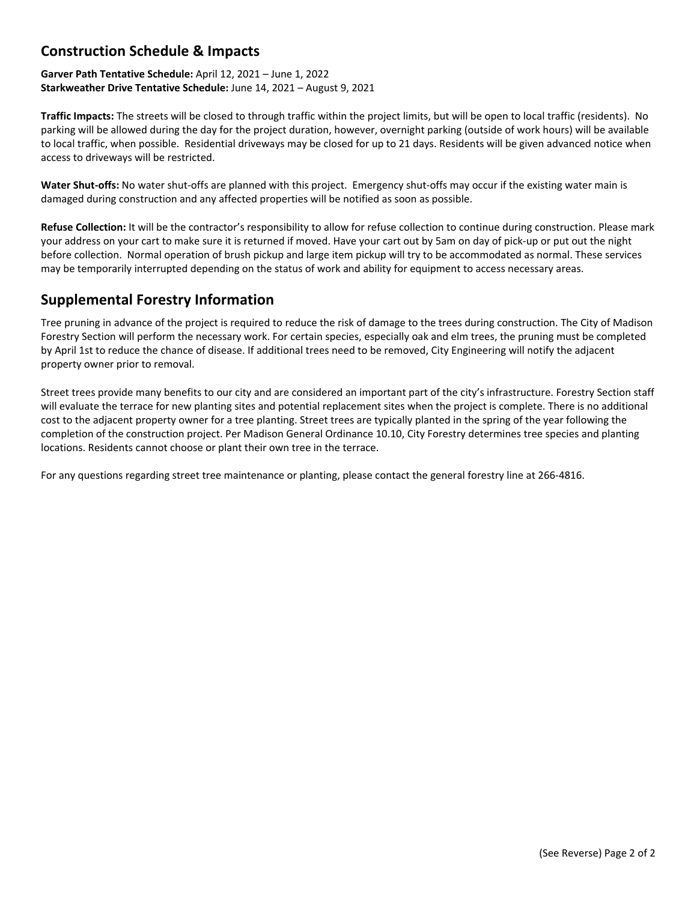## Construction Schedule & Impacts

**Garver Path Tentative Schedule:** April 12, 2021 – June 1, 2022
**Starkweather Drive Tentative Schedule:** June 14, 2021 – August 9, 2021

**Traffic Impacts:** The streets will be closed to through traffic within the project limits, but will be open to local traffic (residents). No parking will be allowed during the day for the project duration, however, overnight parking (outside of work hours) will be available to local traffic, when possible. Residential driveways may be closed for up to 21 days. Residents will be given advanced notice when access to driveways will be restricted.

**Water Shut-offs:** No water shut-offs are planned with this project. Emergency shut-offs may occur if the existing water main is damaged during construction and any affected properties will be notified as soon as possible.

**Refuse Collection:** It will be the contractor's responsibility to allow for refuse collection to continue during construction. Please mark your address on your cart to make sure it is returned if moved. Have your cart out by 5am on day of pick-up or put out the night before collection. Normal operation of brush pickup and large item pickup will try to be accommodated as normal. These services may be temporarily interrupted depending on the status of work and ability for equipment to access necessary areas.

## Supplemental Forestry Information

Tree pruning in advance of the project is required to reduce the risk of damage to the trees during construction. The City of Madison Forestry Section will perform the necessary work. For certain species, especially oak and elm trees, the pruning must be completed by April 1st to reduce the chance of disease. If additional trees need to be removed, City Engineering will notify the adjacent property owner prior to removal.

Street trees provide many benefits to our city and are considered an important part of the city's infrastructure. Forestry Section staff will evaluate the terrace for new planting sites and potential replacement sites when the project is complete. There is no additional cost to the adjacent property owner for a tree planting. Street trees are typically planted in the spring of the year following the completion of the construction project. Per Madison General Ordinance 10.10, City Forestry determines tree species and planting locations. Residents cannot choose or plant their own tree in the terrace.

For any questions regarding street tree maintenance or planting, please contact the general forestry line at 266-4816.

(See Reverse)